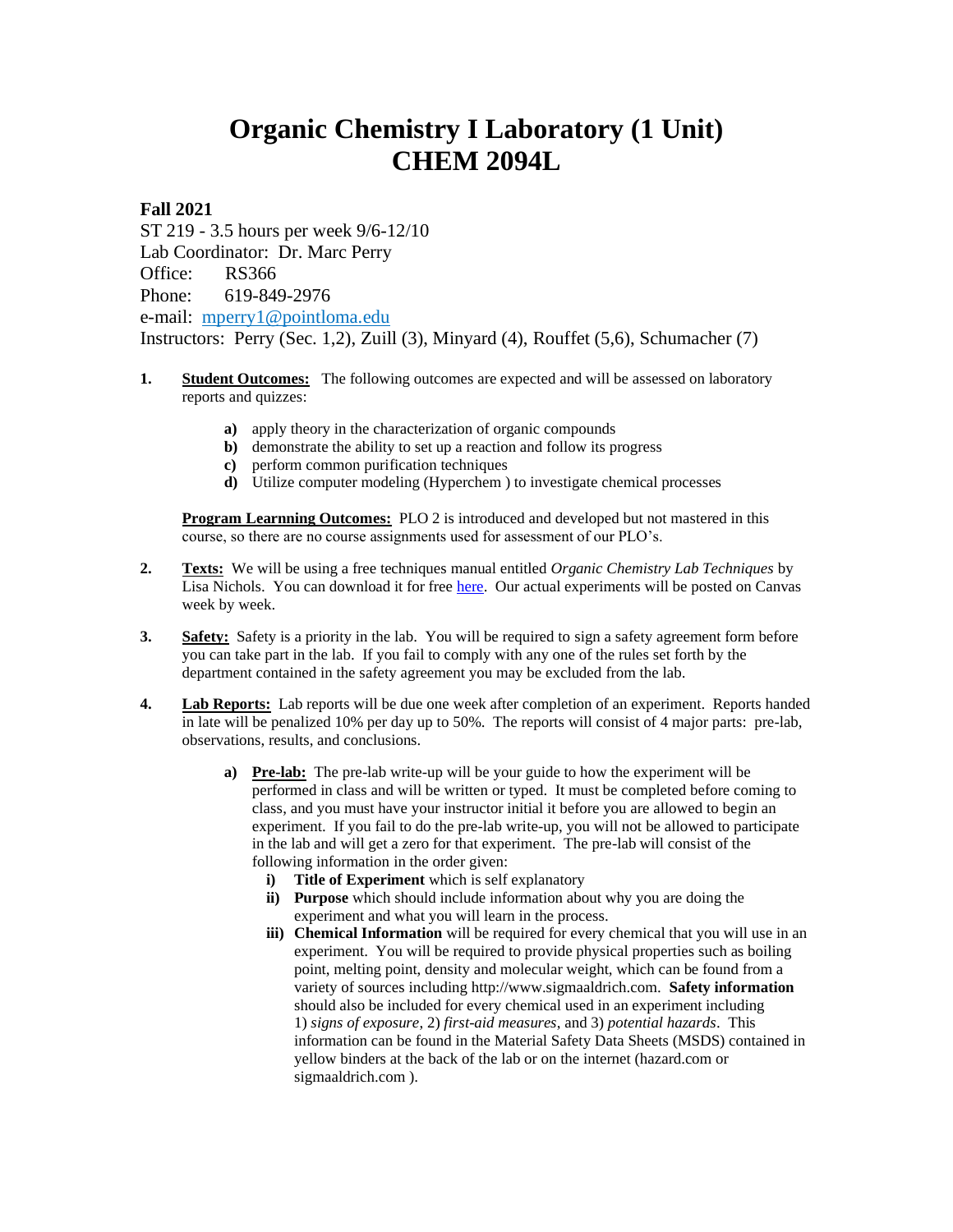# Organic Chemistry I Laboratory (1 Unit)
# CHEM 2094L

**Fall 2021**

ST 219 - 3.5 hours per week 9/6-12/10
Lab Coordinator: Dr. Marc Perry
Office: RS366
Phone: 619-849-2976
e-mail: mperry1@pointloma.edu
Instructors: Perry (Sec. 1,2), Zuill (3), Minyard (4), Rouffet (5,6), Schumacher (7)

1. **Student Outcomes:** The following outcomes are expected and will be assessed on laboratory reports and quizzes:

   **a)** apply theory in the characterization of organic compounds
   **b)** demonstrate the ability to set up a reaction and follow its progress
   **c)** perform common purification techniques
   **d)** Utilize computer modeling (Hyperchem ) to investigate chemical processes

   **Program Learning Outcomes:** PLO 2 is introduced and developed but not mastered in this course, so there are no course assignments used for assessment of our PLO's.

2. **Texts:** We will be using a free techniques manual entitled *Organic Chemistry Lab Techniques* by Lisa Nichols. You can download it for free here. Our actual experiments will be posted on Canvas week by week.

3. **Safety:** Safety is a priority in the lab. You will be required to sign a safety agreement form before you can take part in the lab. If you fail to comply with any one of the rules set forth by the department contained in the safety agreement you may be excluded from the lab.

4. **Lab Reports:** Lab reports will be due one week after completion of an experiment. Reports handed in late will be penalized 10% per day up to 50%. The reports will consist of 4 major parts: pre-lab, observations, results, and conclusions.

   **a) Pre-lab:** The pre-lab write-up will be your guide to how the experiment will be performed in class and will be written or typed. It must be completed before coming to class, and you must have your instructor initial it before you are allowed to begin an experiment. If you fail to do the pre-lab write-up, you will not be allowed to participate in the lab and will get a zero for that experiment. The pre-lab will consist of the following information in the order given:

      **i) Title of Experiment** which is self explanatory
      **ii) Purpose** which should include information about why you are doing the experiment and what you will learn in the process.
      **iii) Chemical Information** will be required for every chemical that you will use in an experiment. You will be required to provide physical properties such as boiling point, melting point, density and molecular weight, which can be found from a variety of sources including http://www.sigmaaldrich.com. **Safety information** should also be included for every chemical used in an experiment including 1) *signs of exposure*, 2) *first-aid measures*, and 3) *potential hazards*. This information can be found in the Material Safety Data Sheets (MSDS) contained in yellow binders at the back of the lab or on the internet (hazard.com or sigmaaldrich.com ).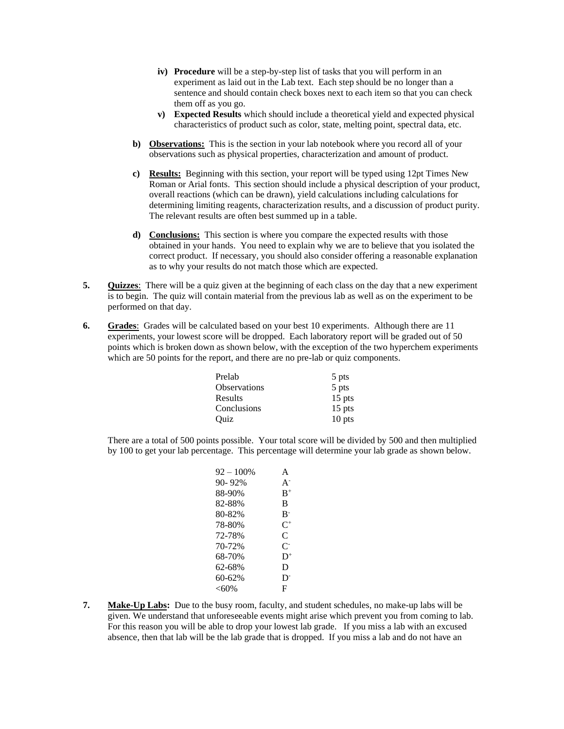iv) **Procedure** will be a step-by-step list of tasks that you will perform in an experiment as laid out in the Lab text. Each step should be no longer than a sentence and should contain check boxes next to each item so that you can check them off as you go.

   v) **Expected Results** which should include a theoretical yield and expected physical characteristics of product such as color, state, melting point, spectral data, etc.

b) **Observations:** This is the section in your lab notebook where you record all of your observations such as physical properties, characterization and amount of product.

c) **Results:** Beginning with this section, your report will be typed using 12pt Times New Roman or Arial fonts. This section should include a physical description of your product, overall reactions (which can be drawn), yield calculations including calculations for determining limiting reagents, characterization results, and a discussion of product purity. The relevant results are often best summed up in a table.

d) **Conclusions:** This section is where you compare the expected results with those obtained in your hands. You need to explain why we are to believe that you isolated the correct product. If necessary, you should also consider offering a reasonable explanation as to why your results do not match those which are expected.

**5.** **Quizzes**: There will be a quiz given at the beginning of each class on the day that a new experiment is to begin. The quiz will contain material from the previous lab as well as on the experiment to be performed on that day.

**6.** **Grades**: Grades will be calculated based on your best 10 experiments. Although there are 11 experiments, your lowest score will be dropped. Each laboratory report will be graded out of 50 points which is broken down as shown below, with the exception of the two hyperchem experiments which are 50 points for the report, and there are no pre-lab or quiz components.

| | |
|---|---|
| Prelab | 5 pts |
| Observations | 5 pts |
| Results | 15 pts |
| Conclusions | 15 pts |
| Quiz | 10 pts |

There are a total of 500 points possible. Your total score will be divided by 500 and then multiplied by 100 to get your lab percentage. This percentage will determine your lab grade as shown below.

| | |
|---|---|
| 92 – 100% | A |
| 90- 92% | $A^-$ |
| 88-90% | $B^+$ |
| 82-88% | B |
| 80-82% | $B^-$ |
| 78-80% | $C^+$ |
| 72-78% | C |
| 70-72% | $C^-$ |
| 68-70% | $D^+$ |
| 62-68% | D |
| 60-62% | $D^-$ |
| <60% | F |

**7.** **Make-Up Labs:** Due to the busy room, faculty, and student schedules, no make-up labs will be given. We understand that unforeseeable events might arise which prevent you from coming to lab. For this reason you will be able to drop your lowest lab grade. If you miss a lab with an excused absence, then that lab will be the lab grade that is dropped. If you miss a lab and do not have an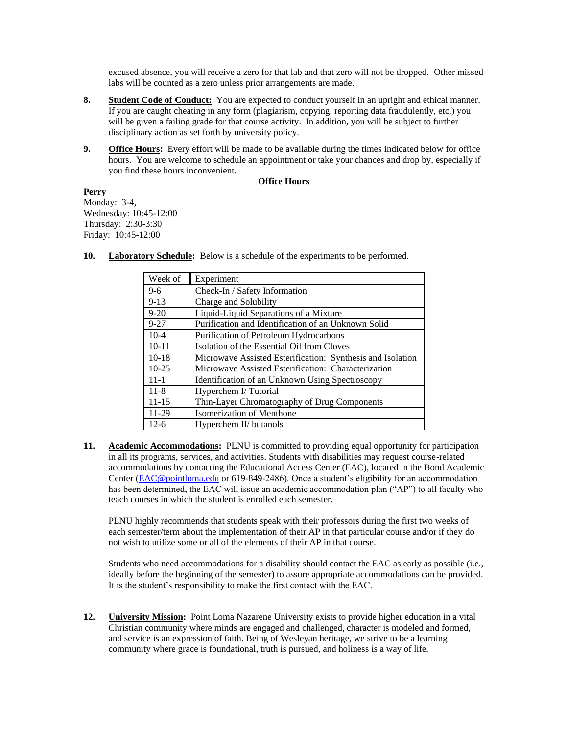excused absence, you will receive a zero for that lab and that zero will not be dropped. Other missed labs will be counted as a zero unless prior arrangements are made.

8. **Student Code of Conduct:** You are expected to conduct yourself in an upright and ethical manner. If you are caught cheating in any form (plagiarism, copying, reporting data fraudulently, etc.) you will be given a failing grade for that course activity. In addition, you will be subject to further disciplinary action as set forth by university policy.

9. **Office Hours:** Every effort will be made to be available during the times indicated below for office hours. You are welcome to schedule an appointment or take your chances and drop by, especially if you find these hours inconvenient.

**Office Hours**

**Perry**
Monday: 3-4,
Wednesday: 10:45-12:00
Thursday: 2:30-3:30
Friday: 10:45-12:00

10. **Laboratory Schedule:** Below is a schedule of the experiments to be performed.

| Week of | Experiment |
|---|---|
| 9-6 | Check-In / Safety Information |
| 9-13 | Charge and Solubility |
| 9-20 | Liquid-Liquid Separations of a Mixture |
| 9-27 | Purification and Identification of an Unknown Solid |
| 10-4 | Purification of Petroleum Hydrocarbons |
| 10-11 | Isolation of the Essential Oil from Cloves |
| 10-18 | Microwave Assisted Esterification: Synthesis and Isolation |
| 10-25 | Microwave Assisted Esterification: Characterization |
| 11-1 | Identification of an Unknown Using Spectroscopy |
| 11-8 | Hyperchem I/ Tutorial |
| 11-15 | Thin-Layer Chromatography of Drug Components |
| 11-29 | Isomerization of Menthone |
| 12-6 | Hyperchem II/ butanols |

11. **Academic Accommodations:** PLNU is committed to providing equal opportunity for participation in all its programs, services, and activities. Students with disabilities may request course-related accommodations by contacting the Educational Access Center (EAC), located in the Bond Academic Center (EAC@pointloma.edu or 619-849-2486). Once a student's eligibility for an accommodation has been determined, the EAC will issue an academic accommodation plan ("AP") to all faculty who teach courses in which the student is enrolled each semester.

PLNU highly recommends that students speak with their professors during the first two weeks of each semester/term about the implementation of their AP in that particular course and/or if they do not wish to utilize some or all of the elements of their AP in that course.

Students who need accommodations for a disability should contact the EAC as early as possible (i.e., ideally before the beginning of the semester) to assure appropriate accommodations can be provided. It is the student's responsibility to make the first contact with the EAC.

12. **University Mission:** Point Loma Nazarene University exists to provide higher education in a vital Christian community where minds are engaged and challenged, character is modeled and formed, and service is an expression of faith. Being of Wesleyan heritage, we strive to be a learning community where grace is foundational, truth is pursued, and holiness is a way of life.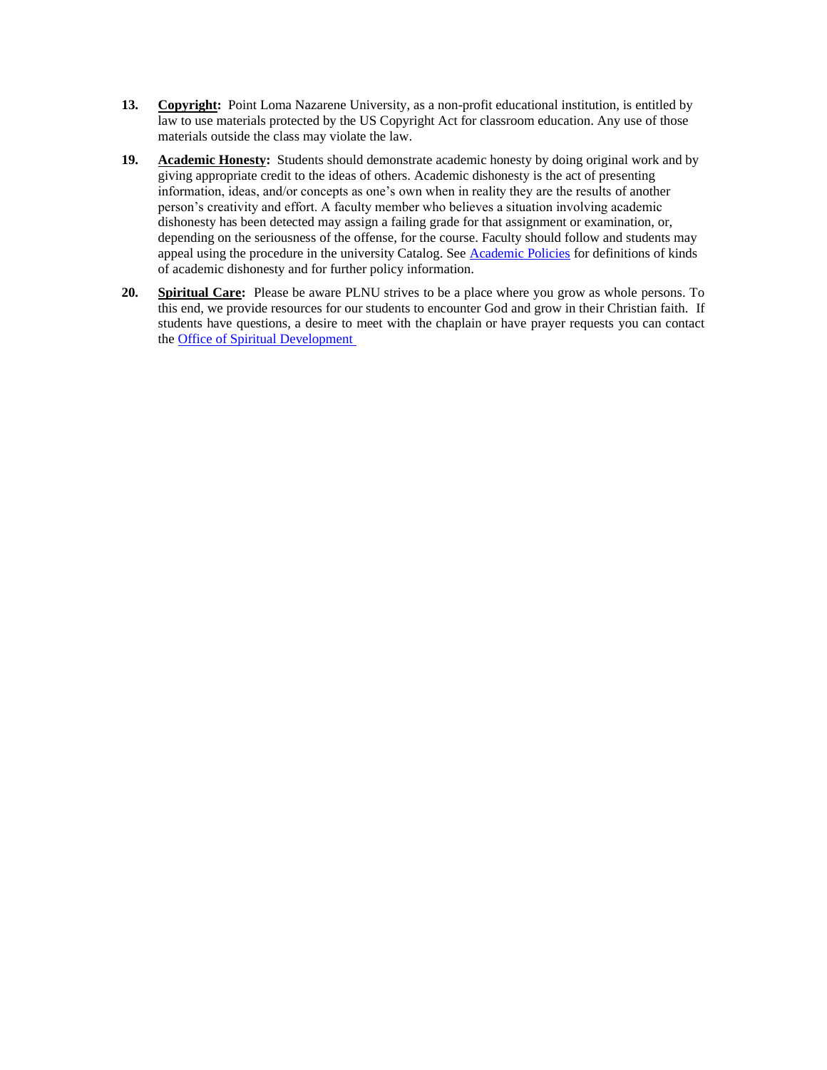13. **Copyright:** Point Loma Nazarene University, as a non-profit educational institution, is entitled by law to use materials protected by the US Copyright Act for classroom education. Any use of those materials outside the class may violate the law.

19. **Academic Honesty:** Students should demonstrate academic honesty by doing original work and by giving appropriate credit to the ideas of others. Academic dishonesty is the act of presenting information, ideas, and/or concepts as one's own when in reality they are the results of another person's creativity and effort. A faculty member who believes a situation involving academic dishonesty has been detected may assign a failing grade for that assignment or examination, or, depending on the seriousness of the offense, for the course. Faculty should follow and students may appeal using the procedure in the university Catalog. See Academic Policies for definitions of kinds of academic dishonesty and for further policy information.

20. **Spiritual Care:** Please be aware PLNU strives to be a place where you grow as whole persons. To this end, we provide resources for our students to encounter God and grow in their Christian faith. If students have questions, a desire to meet with the chaplain or have prayer requests you can contact the Office of Spiritual Development